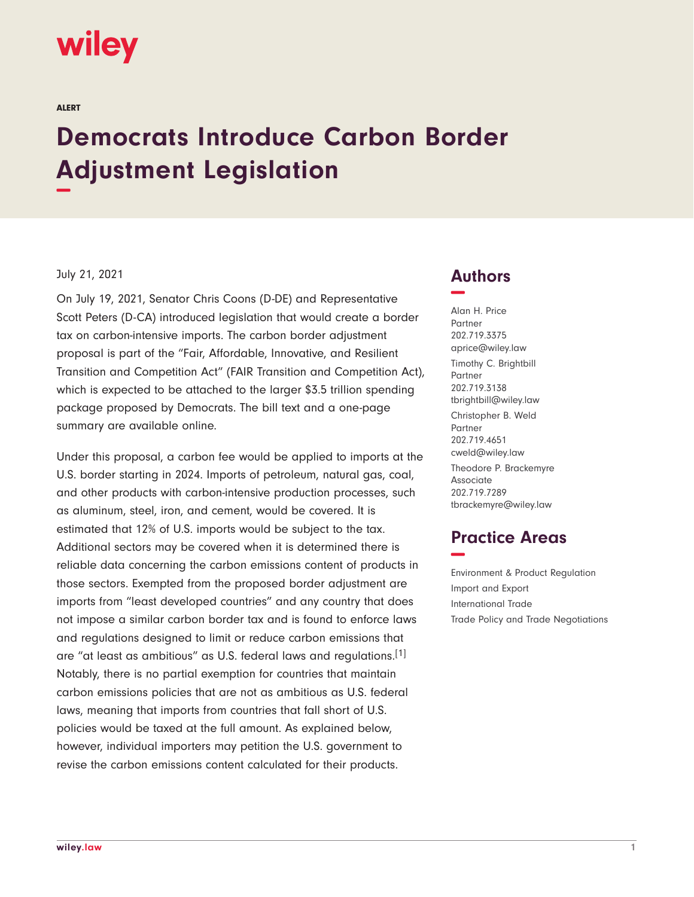ALERT

# Democrats Introduce Carbon Border Adjustment Legislation

July 21, 2021

On July 19, 2021, Senator Chris Coons (D-DE) and Representative Scott Peters (D-CA) introduced legislation that would create a border tax on carbon-intensive imports. The carbon border adjustment proposal is part of the "Fair, Affordable, Innovative, and Resilient Transition and Competition Act" (FAIR Transition and Competition Act), which is expected to be attached to the larger $3.5 trillion spending package proposed by Democrats. The bill text and a one-page summary are available online.

Under this proposal, a carbon fee would be applied to imports at the U.S. border starting in 2024. Imports of petroleum, natural gas, coal, and other products with carbon-intensive production processes, such as aluminum, steel, iron, and cement, would be covered. It is estimated that 12% of U.S. imports would be subject to the tax. Additional sectors may be covered when it is determined there is reliable data concerning the carbon emissions content of products in those sectors. Exempted from the proposed border adjustment are imports from "least developed countries" and any country that does not impose a similar carbon border tax and is found to enforce laws and regulations designed to limit or reduce carbon emissions that are "at least as ambitious" as U.S. federal laws and regulations.[1] Notably, there is no partial exemption for countries that maintain carbon emissions policies that are not as ambitious as U.S. federal laws, meaning that imports from countries that fall short of U.S. policies would be taxed at the full amount. As explained below, however, individual importers may petition the U.S. government to revise the carbon emissions content calculated for their products.

## Authors

Alan H. Price
Partner
202.719.3375
aprice@wiley.law

Timothy C. Brightbill
Partner
202.719.3138
tbrightbill@wiley.law

Christopher B. Weld
Partner
202.719.4651
cweld@wiley.law

Theodore P. Brackemyre
Associate
202.719.7289
tbrackemyre@wiley.law

## Practice Areas

Environment & Product Regulation
Import and Export
International Trade
Trade Policy and Trade Negotiations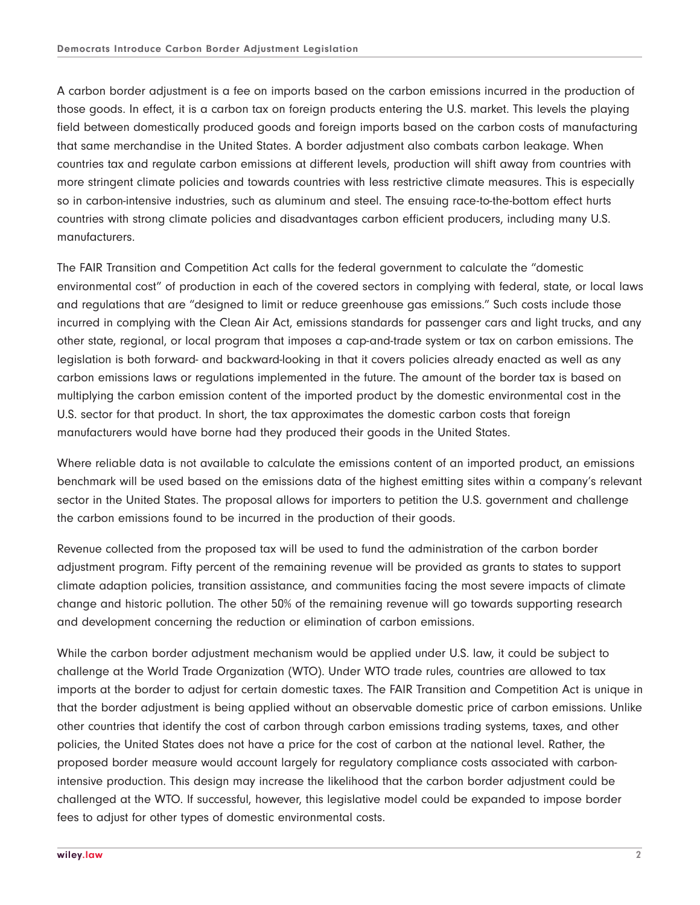A carbon border adjustment is a fee on imports based on the carbon emissions incurred in the production of those goods. In effect, it is a carbon tax on foreign products entering the U.S. market. This levels the playing field between domestically produced goods and foreign imports based on the carbon costs of manufacturing that same merchandise in the United States. A border adjustment also combats carbon leakage. When countries tax and regulate carbon emissions at different levels, production will shift away from countries with more stringent climate policies and towards countries with less restrictive climate measures. This is especially so in carbon-intensive industries, such as aluminum and steel. The ensuing race-to-the-bottom effect hurts countries with strong climate policies and disadvantages carbon efficient producers, including many U.S. manufacturers.

The FAIR Transition and Competition Act calls for the federal government to calculate the "domestic environmental cost" of production in each of the covered sectors in complying with federal, state, or local laws and regulations that are "designed to limit or reduce greenhouse gas emissions." Such costs include those incurred in complying with the Clean Air Act, emissions standards for passenger cars and light trucks, and any other state, regional, or local program that imposes a cap-and-trade system or tax on carbon emissions. The legislation is both forward- and backward-looking in that it covers policies already enacted as well as any carbon emissions laws or regulations implemented in the future. The amount of the border tax is based on multiplying the carbon emission content of the imported product by the domestic environmental cost in the U.S. sector for that product. In short, the tax approximates the domestic carbon costs that foreign manufacturers would have borne had they produced their goods in the United States.

Where reliable data is not available to calculate the emissions content of an imported product, an emissions benchmark will be used based on the emissions data of the highest emitting sites within a company's relevant sector in the United States. The proposal allows for importers to petition the U.S. government and challenge the carbon emissions found to be incurred in the production of their goods.

Revenue collected from the proposed tax will be used to fund the administration of the carbon border adjustment program. Fifty percent of the remaining revenue will be provided as grants to states to support climate adaption policies, transition assistance, and communities facing the most severe impacts of climate change and historic pollution. The other 50% of the remaining revenue will go towards supporting research and development concerning the reduction or elimination of carbon emissions.

While the carbon border adjustment mechanism would be applied under U.S. law, it could be subject to challenge at the World Trade Organization (WTO). Under WTO trade rules, countries are allowed to tax imports at the border to adjust for certain domestic taxes. The FAIR Transition and Competition Act is unique in that the border adjustment is being applied without an observable domestic price of carbon emissions. Unlike other countries that identify the cost of carbon through carbon emissions trading systems, taxes, and other policies, the United States does not have a price for the cost of carbon at the national level. Rather, the proposed border measure would account largely for regulatory compliance costs associated with carbon-intensive production. This design may increase the likelihood that the carbon border adjustment could be challenged at the WTO. If successful, however, this legislative model could be expanded to impose border fees to adjust for other types of domestic environmental costs.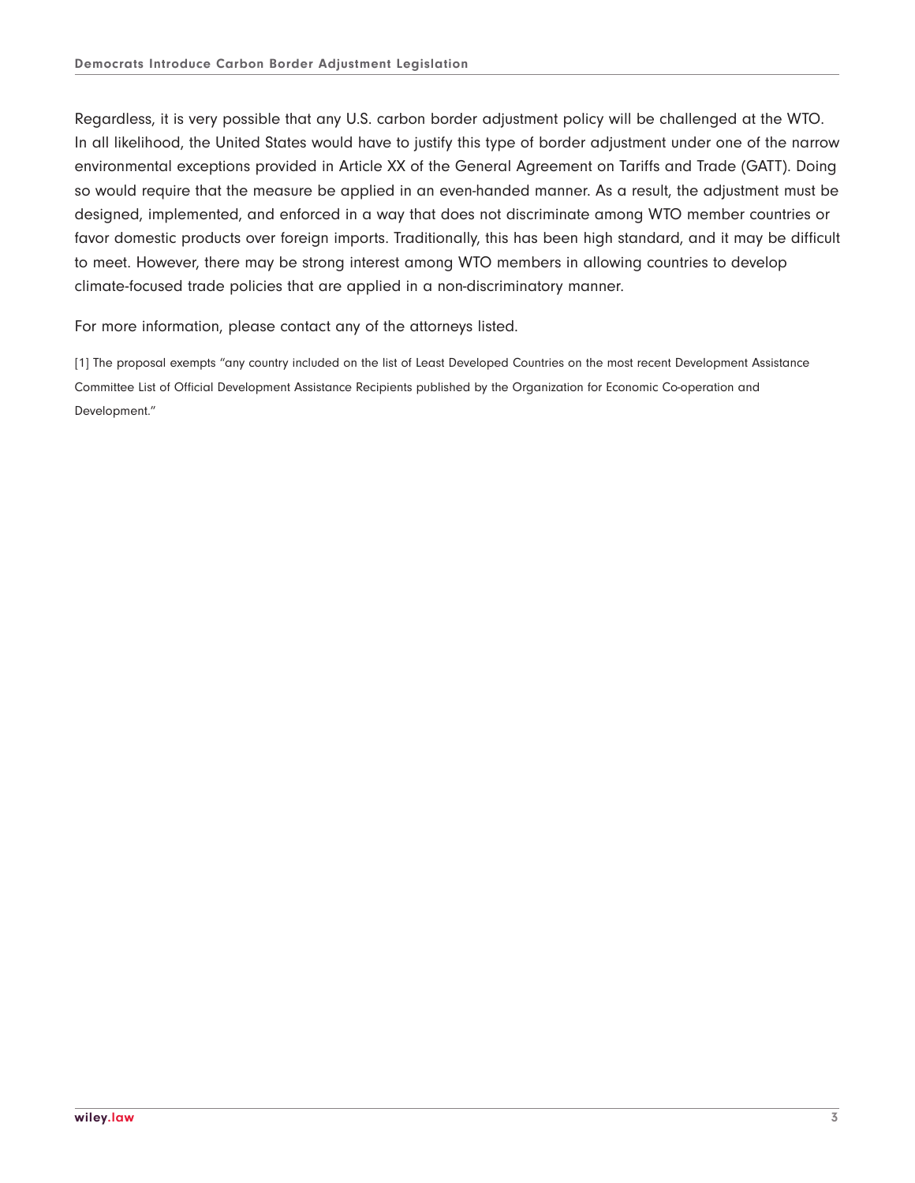Regardless, it is very possible that any U.S. carbon border adjustment policy will be challenged at the WTO. In all likelihood, the United States would have to justify this type of border adjustment under one of the narrow environmental exceptions provided in Article XX of the General Agreement on Tariffs and Trade (GATT). Doing so would require that the measure be applied in an even-handed manner. As a result, the adjustment must be designed, implemented, and enforced in a way that does not discriminate among WTO member countries or favor domestic products over foreign imports. Traditionally, this has been high standard, and it may be difficult to meet. However, there may be strong interest among WTO members in allowing countries to develop climate-focused trade policies that are applied in a non-discriminatory manner.

For more information, please contact any of the attorneys listed.

[1] The proposal exempts "any country included on the list of Least Developed Countries on the most recent Development Assistance Committee List of Official Development Assistance Recipients published by the Organization for Economic Co-operation and Development."